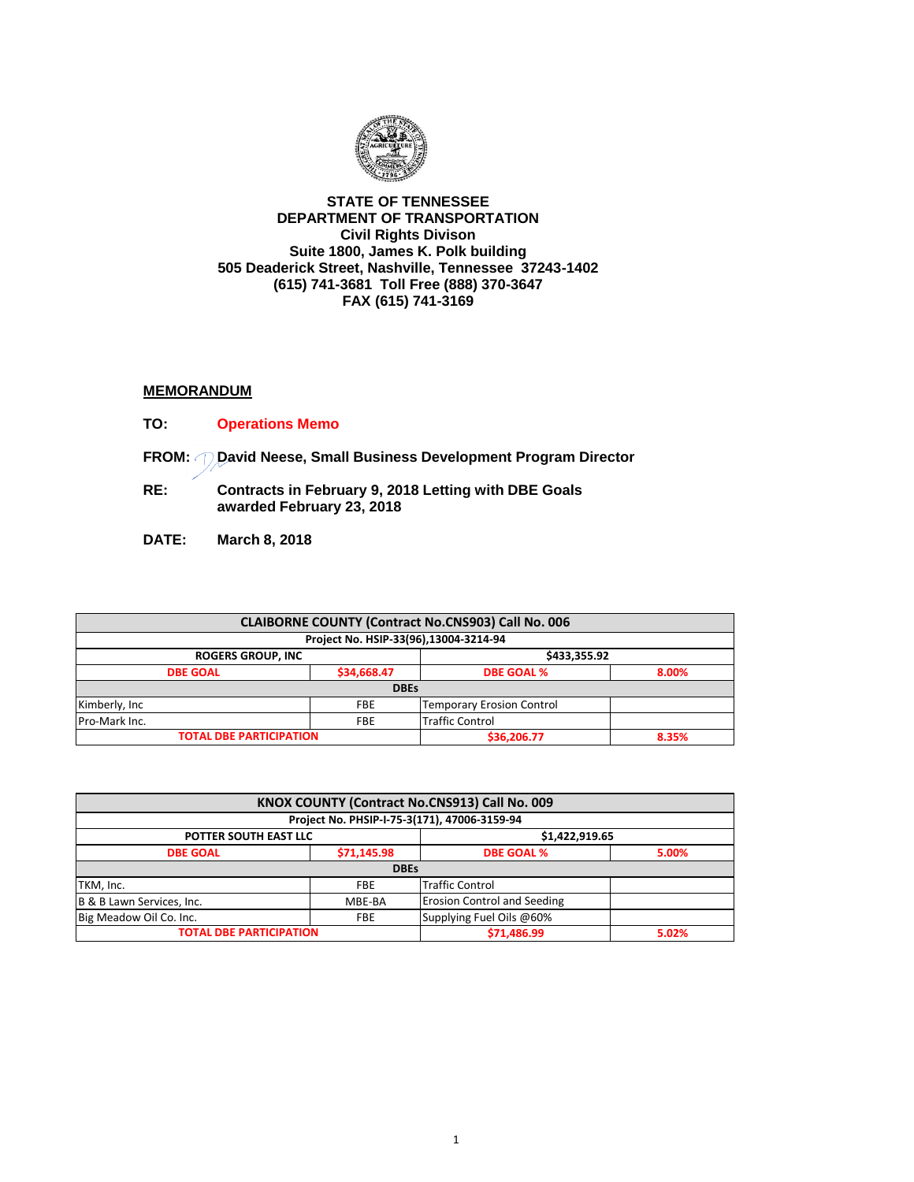**STATE OF TENNESSEE**
**DEPARTMENT OF TRANSPORTATION**
**Civil Rights Divison**
**Suite 1800, James K. Polk building**
**505 Deaderick Street, Nashville, Tennessee 37243-1402**
**(615) 741-3681 Toll Free (888) 370-3647**
**FAX (615) 741-3169**

## MEMORANDUM

**TO:** **Operations Memo**

**FROM:** **David Neese, Small Business Development Program Director**

**RE:** **Contracts in February 9, 2018 Letting with DBE Goals awarded February 23, 2018**

**DATE:** **March 8, 2018**

| CLAIBORNE COUNTY (Contract No.CNS903) Call No. 006 | | | |
|---|---|---|---|
| Project No. HSIP-33(96),13004-3214-94 | | | |
| ROGERS GROUP, INC | | $433,355.92 | |
| DBE GOAL | $34,668.47 | DBE GOAL % | 8.00% |
| DBEs | | | |
| Kimberly, Inc | FBE | Temporary Erosion Control | |
| Pro-Mark Inc. | FBE | Traffic Control | |
| TOTAL DBE PARTICIPATION | | $36,206.77 | 8.35% |

| KNOX COUNTY (Contract No.CNS913) Call No. 009 | | | |
|---|---|---|---|
| Project No. PHSIP-I-75-3(171), 47006-3159-94 | | | |
| POTTER SOUTH EAST LLC | | $1,422,919.65 | |
| DBE GOAL | $71,145.98 | DBE GOAL % | 5.00% |
| DBEs | | | |
| TKM, Inc. | FBE | Traffic Control | |
| B & B Lawn Services, Inc. | MBE-BA | Erosion Control and Seeding | |
| Big Meadow Oil Co. Inc. | FBE | Supplying Fuel Oils @60% | |
| TOTAL DBE PARTICIPATION | | $71,486.99 | 5.02% |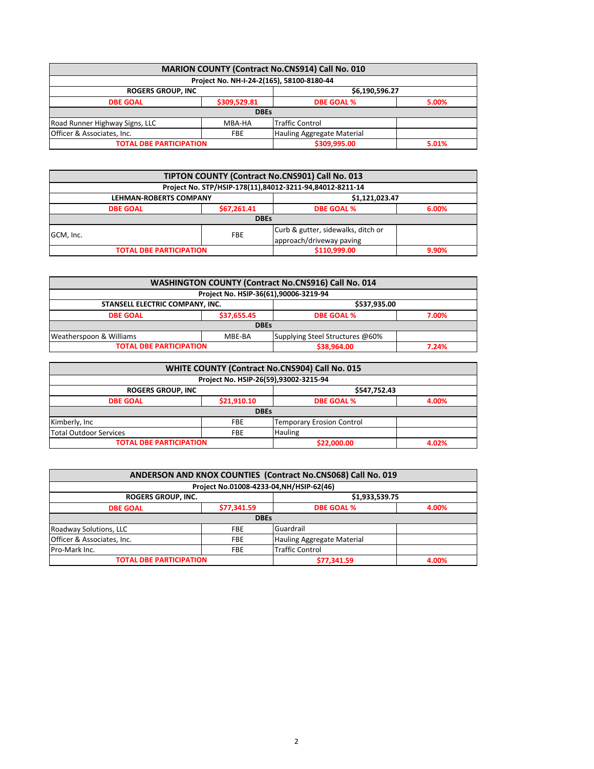| MARION COUNTY (Contract No.CNS914) Call No. 010 | | | |
|---|---|---|---|
| Project No. NH-I-24-2(165), 58100-8180-44 | | | |
| ROGERS GROUP, INC | | $6,190,596.27 | |
| DBE GOAL | $309,529.81 | DBE GOAL % | 5.00% |
| DBEs | | | |
| Road Runner Highway Signs, LLC | MBA-HA | Traffic Control | |
| Officer & Associates, Inc. | FBE | Hauling Aggregate Material | |
| TOTAL DBE PARTICIPATION | | $309,995.00 | 5.01% |

| TIPTON COUNTY (Contract No.CNS901) Call No. 013 | | | |
|---|---|---|---|
| Project No. STP/HSIP-178(11),84012-3211-94,84012-8211-14 | | | |
| LEHMAN-ROBERTS COMPANY | | $1,121,023.47 | |
| DBE GOAL | $67,261.41 | DBE GOAL % | 6.00% |
| DBEs | | | |
| GCM, Inc. | FBE | Curb & gutter, sidewalks, ditch or approach/driveway paving | |
| TOTAL DBE PARTICIPATION | | $110,999.00 | 9.90% |

| WASHINGTON COUNTY (Contract No.CNS916) Call No. 014 | | | |
|---|---|---|---|
| Project No. HSIP-36(61),90006-3219-94 | | | |
| STANSELL ELECTRIC COMPANY, INC. | | $537,935.00 | |
| DBE GOAL | $37,655.45 | DBE GOAL % | 7.00% |
| DBEs | | | |
| Weatherspoon & Williams | MBE-BA | Supplying Steel Structures @60% | |
| TOTAL DBE PARTICIPATION | | $38,964.00 | 7.24% |

| WHITE COUNTY (Contract No.CNS904) Call No. 015 | | | |
|---|---|---|---|
| Project No. HSIP-26(59),93002-3215-94 | | | |
| ROGERS GROUP, INC | | $547,752.43 | |
| DBE GOAL | $21,910.10 | DBE GOAL % | 4.00% |
| DBEs | | | |
| Kimberly, Inc | FBE | Temporary Erosion Control | |
| Total Outdoor Services | FBE | Hauling | |
| TOTAL DBE PARTICIPATION | | $22,000.00 | 4.02% |

| ANDERSON AND KNOX COUNTIES (Contract No.CNS068) Call No. 019 | | | |
|---|---|---|---|
| Project No.01008-4233-04,NH/HSIP-62(46) | | | |
| ROGERS GROUP, INC. | | $1,933,539.75 | |
| DBE GOAL | $77,341.59 | DBE GOAL % | 4.00% |
| DBEs | | | |
| Roadway Solutions, LLC | FBE | Guardrail | |
| Officer & Associates, Inc. | FBE | Hauling Aggregate Material | |
| Pro-Mark Inc. | FBE | Traffic Control | |
| TOTAL DBE PARTICIPATION | | $77,341.59 | 4.00% |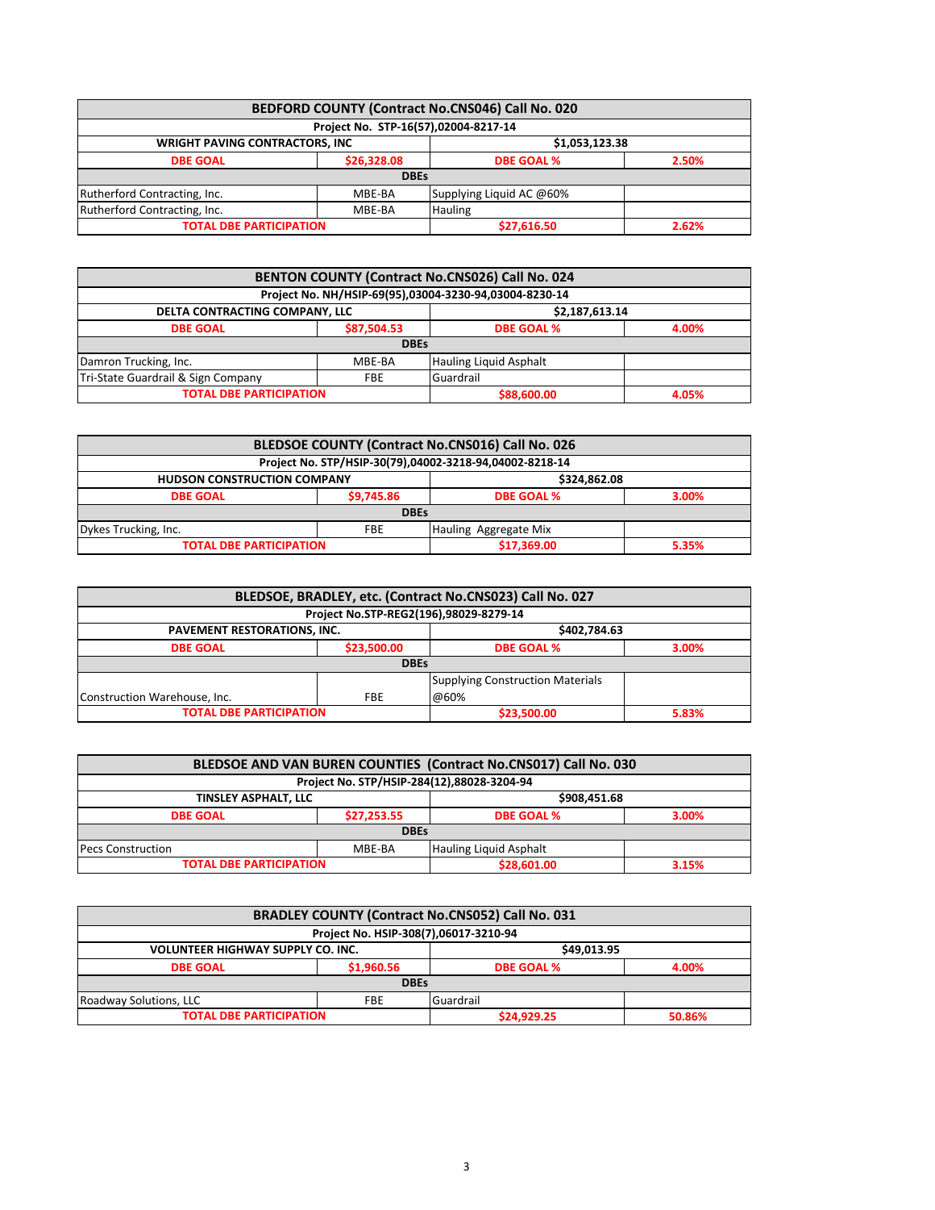| BEDFORD COUNTY (Contract No.CNS046) Call No. 020 | | | |
|---|---|---|---|
| Project No. STP-16(57),02004-8217-14 | | | |
| WRIGHT PAVING CONTRACTORS, INC | | $1,053,123.38 | |
| DBE GOAL | $26,328.08 | DBE GOAL % | 2.50% |
| DBEs | | | |
| Rutherford Contracting, Inc. | MBE-BA | Supplying Liquid AC @60% | |
| Rutherford Contracting, Inc. | MBE-BA | Hauling | |
| TOTAL DBE PARTICIPATION | | $27,616.50 | 2.62% |

| BENTON COUNTY (Contract No.CNS026) Call No. 024 | | | |
|---|---|---|---|
| Project No. NH/HSIP-69(95),03004-3230-94,03004-8230-14 | | | |
| DELTA CONTRACTING COMPANY, LLC | | $2,187,613.14 | |
| DBE GOAL | $87,504.53 | DBE GOAL % | 4.00% |
| DBEs | | | |
| Damron Trucking, Inc. | MBE-BA | Hauling Liquid Asphalt | |
| Tri-State Guardrail & Sign Company | FBE | Guardrail | |
| TOTAL DBE PARTICIPATION | | $88,600.00 | 4.05% |

| BLEDSOE COUNTY (Contract No.CNS016) Call No. 026 | | | |
|---|---|---|---|
| Project No. STP/HSIP-30(79),04002-3218-94,04002-8218-14 | | | |
| HUDSON CONSTRUCTION COMPANY | | $324,862.08 | |
| DBE GOAL | $9,745.86 | DBE GOAL % | 3.00% |
| DBEs | | | |
| Dykes Trucking, Inc. | FBE | Hauling Aggregate Mix | |
| TOTAL DBE PARTICIPATION | | $17,369.00 | 5.35% |

| BLEDSOE, BRADLEY, etc. (Contract No.CNS023) Call No. 027 | | | |
|---|---|---|---|
| Project No.STP-REG2(196),98029-8279-14 | | | |
| PAVEMENT RESTORATIONS, INC. | | $402,784.63 | |
| DBE GOAL | $23,500.00 | DBE GOAL % | 3.00% |
| DBEs | | | |
| Construction Warehouse, Inc. | FBE | Supplying Construction Materials @60% | |
| TOTAL DBE PARTICIPATION | | $23,500.00 | 5.83% |

| BLEDSOE AND VAN BUREN COUNTIES (Contract No.CNS017) Call No. 030 | | | |
|---|---|---|---|
| Project No. STP/HSIP-284(12),88028-3204-94 | | | |
| TINSLEY ASPHALT, LLC | | $908,451.68 | |
| DBE GOAL | $27,253.55 | DBE GOAL % | 3.00% |
| DBEs | | | |
| Pecs Construction | MBE-BA | Hauling Liquid Asphalt | |
| TOTAL DBE PARTICIPATION | | $28,601.00 | 3.15% |

| BRADLEY COUNTY (Contract No.CNS052) Call No. 031 | | | |
|---|---|---|---|
| Project No. HSIP-308(7),06017-3210-94 | | | |
| VOLUNTEER HIGHWAY SUPPLY CO. INC. | | $49,013.95 | |
| DBE GOAL | $1,960.56 | DBE GOAL % | 4.00% |
| DBEs | | | |
| Roadway Solutions, LLC | FBE | Guardrail | |
| TOTAL DBE PARTICIPATION | | $24,929.25 | 50.86% |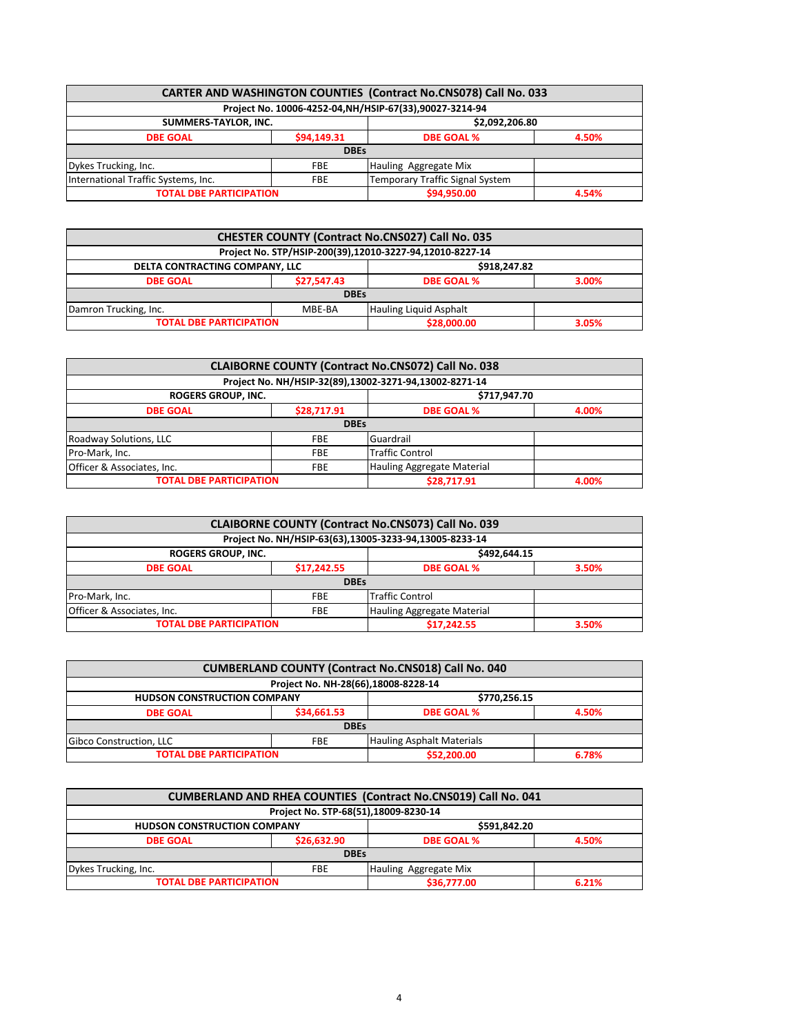| CARTER AND WASHINGTON COUNTIES (Contract No.CNS078) Call No. 033 | | | |
|---|---|---|---|
| Project No. 10006-4252-04,NH/HSIP-67(33),90027-3214-94 | | | |
| SUMMERS-TAYLOR, INC. | | $2,092,206.80 | |
| DBE GOAL | $94,149.31 | DBE GOAL % | 4.50% |
| DBEs | | | |
| Dykes Trucking, Inc. | FBE | Hauling Aggregate Mix | |
| International Traffic Systems, Inc. | FBE | Temporary Traffic Signal System | |
| TOTAL DBE PARTICIPATION | | $94,950.00 | 4.54% |

| CHESTER COUNTY (Contract No.CNS027) Call No. 035 | | | |
|---|---|---|---|
| Project No. STP/HSIP-200(39),12010-3227-94,12010-8227-14 | | | |
| DELTA CONTRACTING COMPANY, LLC | | $918,247.82 | |
| DBE GOAL | $27,547.43 | DBE GOAL % | 3.00% |
| DBEs | | | |
| Damron Trucking, Inc. | MBE-BA | Hauling Liquid Asphalt | |
| TOTAL DBE PARTICIPATION | | $28,000.00 | 3.05% |

| CLAIBORNE COUNTY (Contract No.CNS072) Call No. 038 | | | |
|---|---|---|---|
| Project No. NH/HSIP-32(89),13002-3271-94,13002-8271-14 | | | |
| ROGERS GROUP, INC. | | $717,947.70 | |
| DBE GOAL | $28,717.91 | DBE GOAL % | 4.00% |
| DBEs | | | |
| Roadway Solutions, LLC | FBE | Guardrail | |
| Pro-Mark, Inc. | FBE | Traffic Control | |
| Officer & Associates, Inc. | FBE | Hauling Aggregate Material | |
| TOTAL DBE PARTICIPATION | | $28,717.91 | 4.00% |

| CLAIBORNE COUNTY (Contract No.CNS073) Call No. 039 | | | |
|---|---|---|---|
| Project No. NH/HSIP-63(63),13005-3233-94,13005-8233-14 | | | |
| ROGERS GROUP, INC. | | $492,644.15 | |
| DBE GOAL | $17,242.55 | DBE GOAL % | 3.50% |
| DBEs | | | |
| Pro-Mark, Inc. | FBE | Traffic Control | |
| Officer & Associates, Inc. | FBE | Hauling Aggregate Material | |
| TOTAL DBE PARTICIPATION | | $17,242.55 | 3.50% |

| CUMBERLAND COUNTY (Contract No.CNS018) Call No. 040 | | | |
|---|---|---|---|
| Project No. NH-28(66),18008-8228-14 | | | |
| HUDSON CONSTRUCTION COMPANY | | $770,256.15 | |
| DBE GOAL | $34,661.53 | DBE GOAL % | 4.50% |
| DBEs | | | |
| Gibco Construction, LLC | FBE | Hauling Asphalt Materials | |
| TOTAL DBE PARTICIPATION | | $52,200.00 | 6.78% |

| CUMBERLAND AND RHEA COUNTIES (Contract No.CNS019) Call No. 041 | | | |
|---|---|---|---|
| Project No. STP-68(51),18009-8230-14 | | | |
| HUDSON CONSTRUCTION COMPANY | | $591,842.20 | |
| DBE GOAL | $26,632.90 | DBE GOAL % | 4.50% |
| DBEs | | | |
| Dykes Trucking, Inc. | FBE | Hauling Aggregate Mix | |
| TOTAL DBE PARTICIPATION | | $36,777.00 | 6.21% |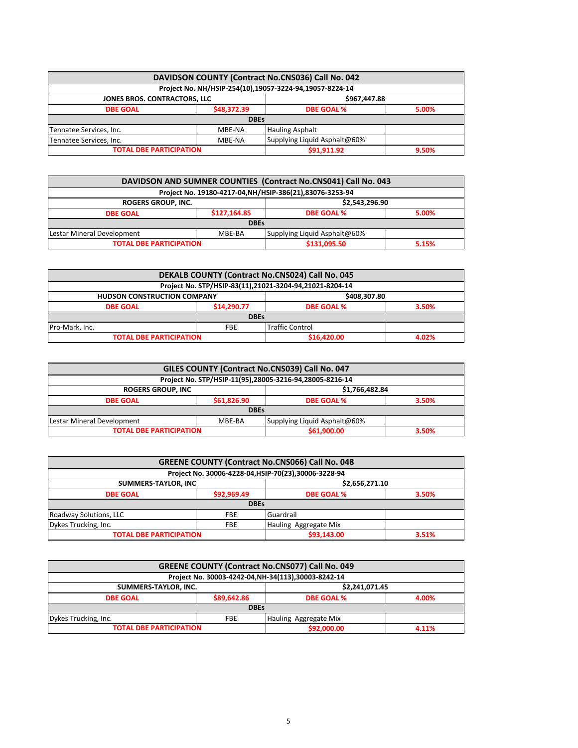| DAVIDSON COUNTY (Contract No.CNS036) Call No. 042 | | | |
|---|---|---|---|
| Project No. NH/HSIP-254(10),19057-3224-94,19057-8224-14 | | | |
| JONES BROS. CONTRACTORS, LLC | | $967,447.88 | |
| DBE GOAL | $48,372.39 | DBE GOAL % | 5.00% |
| DBEs | | | |
| Tennatee Services, Inc. | MBE-NA | Hauling Asphalt | |
| Tennatee Services, Inc. | MBE-NA | Supplying Liquid Asphalt@60% | |
| TOTAL DBE PARTICIPATION | | $91,911.92 | 9.50% |

| DAVIDSON AND SUMNER COUNTIES (Contract No.CNS041) Call No. 043 | | | |
|---|---|---|---|
| Project No. 19180-4217-04,NH/HSIP-386(21),83076-3253-94 | | | |
| ROGERS GROUP, INC. | | $2,543,296.90 | |
| DBE GOAL | $127,164.85 | DBE GOAL % | 5.00% |
| DBEs | | | |
| Lestar Mineral Development | MBE-BA | Supplying Liquid Asphalt@60% | |
| TOTAL DBE PARTICIPATION | | $131,095.50 | 5.15% |

| DEKALB COUNTY (Contract No.CNS024) Call No. 045 | | | |
|---|---|---|---|
| Project No. STP/HSIP-83(11),21021-3204-94,21021-8204-14 | | | |
| HUDSON CONSTRUCTION COMPANY | | $408,307.80 | |
| DBE GOAL | $14,290.77 | DBE GOAL % | 3.50% |
| DBEs | | | |
| Pro-Mark, Inc. | FBE | Traffic Control | |
| TOTAL DBE PARTICIPATION | | $16,420.00 | 4.02% |

| GILES COUNTY (Contract No.CNS039) Call No. 047 | | | |
|---|---|---|---|
| Project No. STP/HSIP-11(95),28005-3216-94,28005-8216-14 | | | |
| ROGERS GROUP, INC | | $1,766,482.84 | |
| DBE GOAL | $61,826.90 | DBE GOAL % | 3.50% |
| DBEs | | | |
| Lestar Mineral Development | MBE-BA | Supplying Liquid Asphalt@60% | |
| TOTAL DBE PARTICIPATION | | $61,900.00 | 3.50% |

| GREENE COUNTY (Contract No.CNS066) Call No. 048 | | | |
|---|---|---|---|
| Project No. 30006-4228-04,HSIP-70(23),30006-3228-94 | | | |
| SUMMERS-TAYLOR, INC | | $2,656,271.10 | |
| DBE GOAL | $92,969.49 | DBE GOAL % | 3.50% |
| DBEs | | | |
| Roadway Solutions, LLC | FBE | Guardrail | |
| Dykes Trucking, Inc. | FBE | Hauling Aggregate Mix | |
| TOTAL DBE PARTICIPATION | | $93,143.00 | 3.51% |

| GREENE COUNTY (Contract No.CNS077) Call No. 049 | | | |
|---|---|---|---|
| Project No. 30003-4242-04,NH-34(113),30003-8242-14 | | | |
| SUMMERS-TAYLOR, INC. | | $2,241,071.45 | |
| DBE GOAL | $89,642.86 | DBE GOAL % | 4.00% |
| DBEs | | | |
| Dykes Trucking, Inc. | FBE | Hauling Aggregate Mix | |
| TOTAL DBE PARTICIPATION | | $92,000.00 | 4.11% |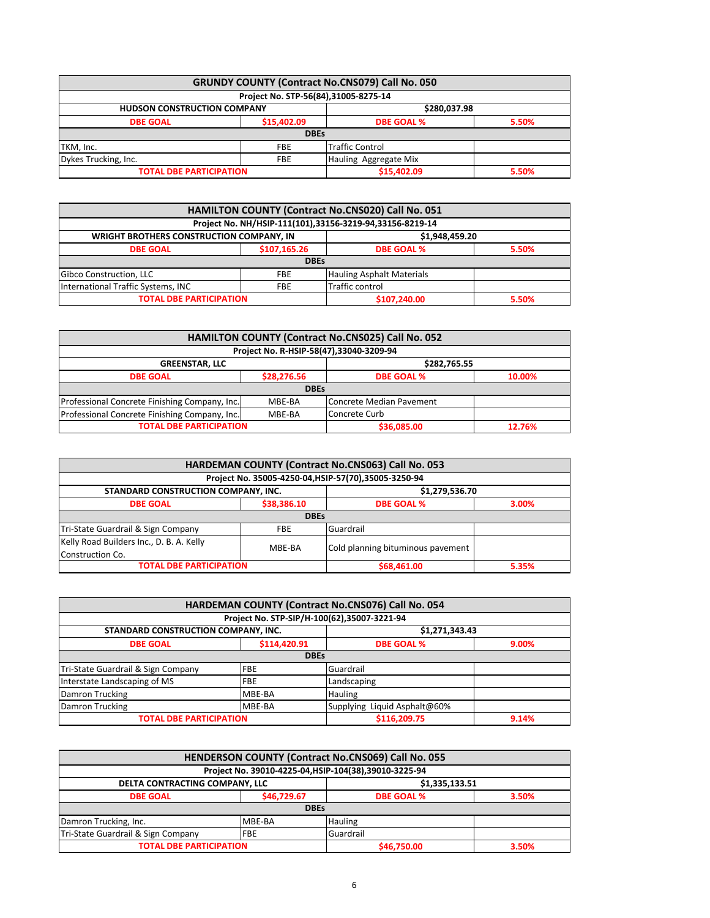| GRUNDY COUNTY (Contract No.CNS079) Call No. 050 | | | |
|---|---|---|---|
| Project No. STP-56(84),31005-8275-14 | | | |
| HUDSON CONSTRUCTION COMPANY | | $280,037.98 | |
| DBE GOAL | $15,402.09 | DBE GOAL % | 5.50% |
| DBEs | | | |
| TKM, Inc. | FBE | Traffic Control | |
| Dykes Trucking, Inc. | FBE | Hauling Aggregate Mix | |
| TOTAL DBE PARTICIPATION | | $15,402.09 | 5.50% |

| HAMILTON COUNTY (Contract No.CNS020) Call No. 051 | | | |
|---|---|---|---|
| Project No. NH/HSIP-111(101),33156-3219-94,33156-8219-14 | | | |
| WRIGHT BROTHERS CONSTRUCTION COMPANY, IN | | $1,948,459.20 | |
| DBE GOAL | $107,165.26 | DBE GOAL % | 5.50% |
| DBEs | | | |
| Gibco Construction, LLC | FBE | Hauling Asphalt Materials | |
| International Traffic Systems, INC | FBE | Traffic control | |
| TOTAL DBE PARTICIPATION | | $107,240.00 | 5.50% |

| HAMILTON COUNTY (Contract No.CNS025) Call No. 052 | | | |
|---|---|---|---|
| Project No. R-HSIP-58(47),33040-3209-94 | | | |
| GREENSTAR, LLC | | $282,765.55 | |
| DBE GOAL | $28,276.56 | DBE GOAL % | 10.00% |
| DBEs | | | |
| Professional Concrete Finishing Company, Inc. | MBE-BA | Concrete Median Pavement | |
| Professional Concrete Finishing Company, Inc. | MBE-BA | Concrete Curb | |
| TOTAL DBE PARTICIPATION | | $36,085.00 | 12.76% |

| HARDEMAN COUNTY (Contract No.CNS063) Call No. 053 | | | |
|---|---|---|---|
| Project No. 35005-4250-04,HSIP-57(70),35005-3250-94 | | | |
| STANDARD CONSTRUCTION COMPANY, INC. | | $1,279,536.70 | |
| DBE GOAL | $38,386.10 | DBE GOAL % | 3.00% |
| DBEs | | | |
| Tri-State Guardrail & Sign Company | FBE | Guardrail | |
| Kelly Road Builders Inc., D. B. A. Kelly Construction Co. | MBE-BA | Cold planning bituminous pavement | |
| TOTAL DBE PARTICIPATION | | $68,461.00 | 5.35% |

| HARDEMAN COUNTY (Contract No.CNS076) Call No. 054 | | | |
|---|---|---|---|
| Project No. STP-SIP/H-100(62),35007-3221-94 | | | |
| STANDARD CONSTRUCTION COMPANY, INC. | | $1,271,343.43 | |
| DBE GOAL | $114,420.91 | DBE GOAL % | 9.00% |
| DBEs | | | |
| Tri-State Guardrail & Sign Company | FBE | Guardrail | |
| Interstate Landscaping of MS | FBE | Landscaping | |
| Damron Trucking | MBE-BA | Hauling | |
| Damron Trucking | MBE-BA | Supplying Liquid Asphalt@60% | |
| TOTAL DBE PARTICIPATION | | $116,209.75 | 9.14% |

| HENDERSON COUNTY (Contract No.CNS069) Call No. 055 | | | |
|---|---|---|---|
| Project No. 39010-4225-04,HSIP-104(38),39010-3225-94 | | | |
| DELTA CONTRACTING COMPANY, LLC | | $1,335,133.51 | |
| DBE GOAL | $46,729.67 | DBE GOAL % | 3.50% |
| DBEs | | | |
| Damron Trucking, Inc. | MBE-BA | Hauling | |
| Tri-State Guardrail & Sign Company | FBE | Guardrail | |
| TOTAL DBE PARTICIPATION | | $46,750.00 | 3.50% |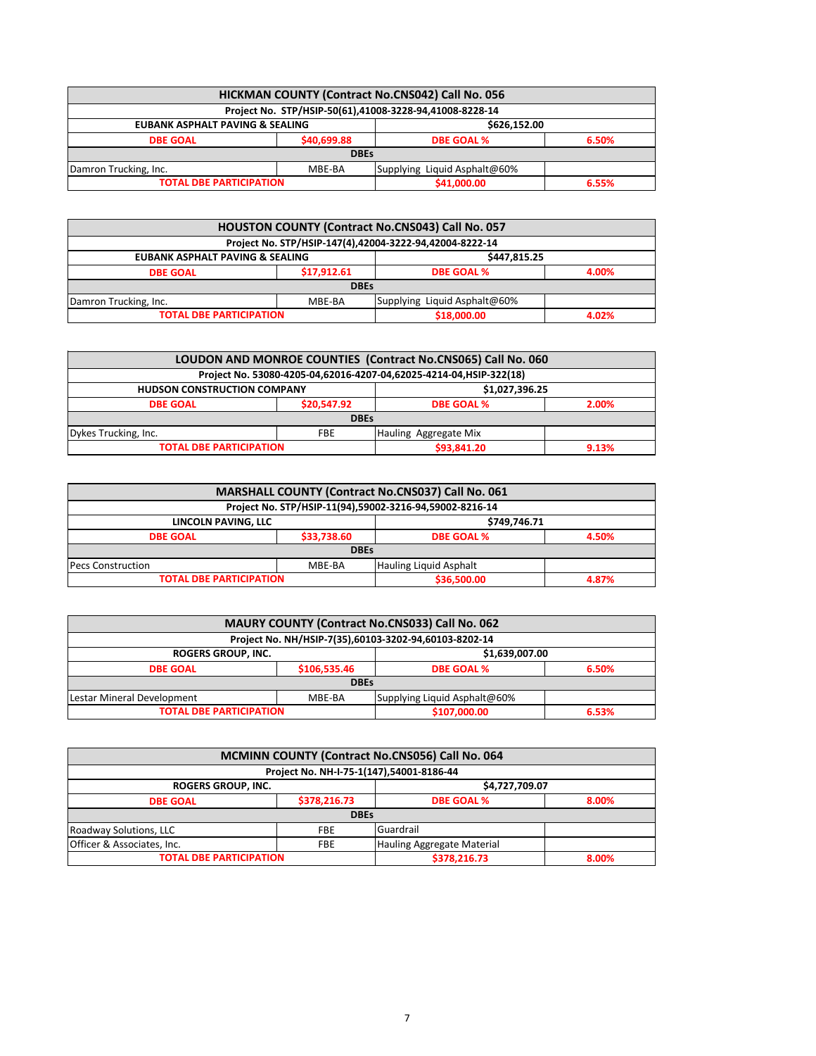| HICKMAN COUNTY (Contract No.CNS042) Call No. 056 | | | |
|---|---|---|---|
| Project No. STP/HSIP-50(61),41008-3228-94,41008-8228-14 | | | |
| EUBANK ASPHALT PAVING & SEALING | | $626,152.00 | |
| DBE GOAL | $40,699.88 | DBE GOAL % | 6.50% |
| DBEs | | | |
| Damron Trucking, Inc. | MBE-BA | Supplying Liquid Asphalt@60% | |
| TOTAL DBE PARTICIPATION | | $41,000.00 | 6.55% |

| HOUSTON COUNTY (Contract No.CNS043) Call No. 057 | | | |
|---|---|---|---|
| Project No. STP/HSIP-147(4),42004-3222-94,42004-8222-14 | | | |
| EUBANK ASPHALT PAVING & SEALING | | $447,815.25 | |
| DBE GOAL | $17,912.61 | DBE GOAL % | 4.00% |
| DBEs | | | |
| Damron Trucking, Inc. | MBE-BA | Supplying Liquid Asphalt@60% | |
| TOTAL DBE PARTICIPATION | | $18,000.00 | 4.02% |

| LOUDON AND MONROE COUNTIES (Contract No.CNS065) Call No. 060 | | | |
|---|---|---|---|
| Project No. 53080-4205-04,62016-4207-04,62025-4214-04,HSIP-322(18) | | | |
| HUDSON CONSTRUCTION COMPANY | | $1,027,396.25 | |
| DBE GOAL | $20,547.92 | DBE GOAL % | 2.00% |
| DBEs | | | |
| Dykes Trucking, Inc. | FBE | Hauling Aggregate Mix | |
| TOTAL DBE PARTICIPATION | | $93,841.20 | 9.13% |

| MARSHALL COUNTY (Contract No.CNS037) Call No. 061 | | | |
|---|---|---|---|
| Project No. STP/HSIP-11(94),59002-3216-94,59002-8216-14 | | | |
| LINCOLN PAVING, LLC | | $749,746.71 | |
| DBE GOAL | $33,738.60 | DBE GOAL % | 4.50% |
| DBEs | | | |
| Pecs Construction | MBE-BA | Hauling Liquid Asphalt | |
| TOTAL DBE PARTICIPATION | | $36,500.00 | 4.87% |

| MAURY COUNTY (Contract No.CNS033) Call No. 062 | | | |
|---|---|---|---|
| Project No. NH/HSIP-7(35),60103-3202-94,60103-8202-14 | | | |
| ROGERS GROUP, INC. | | $1,639,007.00 | |
| DBE GOAL | $106,535.46 | DBE GOAL % | 6.50% |
| DBEs | | | |
| Lestar Mineral Development | MBE-BA | Supplying Liquid Asphalt@60% | |
| TOTAL DBE PARTICIPATION | | $107,000.00 | 6.53% |

| MCMINN COUNTY (Contract No.CNS056) Call No. 064 | | | |
|---|---|---|---|
| Project No. NH-I-75-1(147),54001-8186-44 | | | |
| ROGERS GROUP, INC. | | $4,727,709.07 | |
| DBE GOAL | $378,216.73 | DBE GOAL % | 8.00% |
| DBEs | | | |
| Roadway Solutions, LLC | FBE | Guardrail | |
| Officer & Associates, Inc. | FBE | Hauling Aggregate Material | |
| TOTAL DBE PARTICIPATION | | $378,216.73 | 8.00% |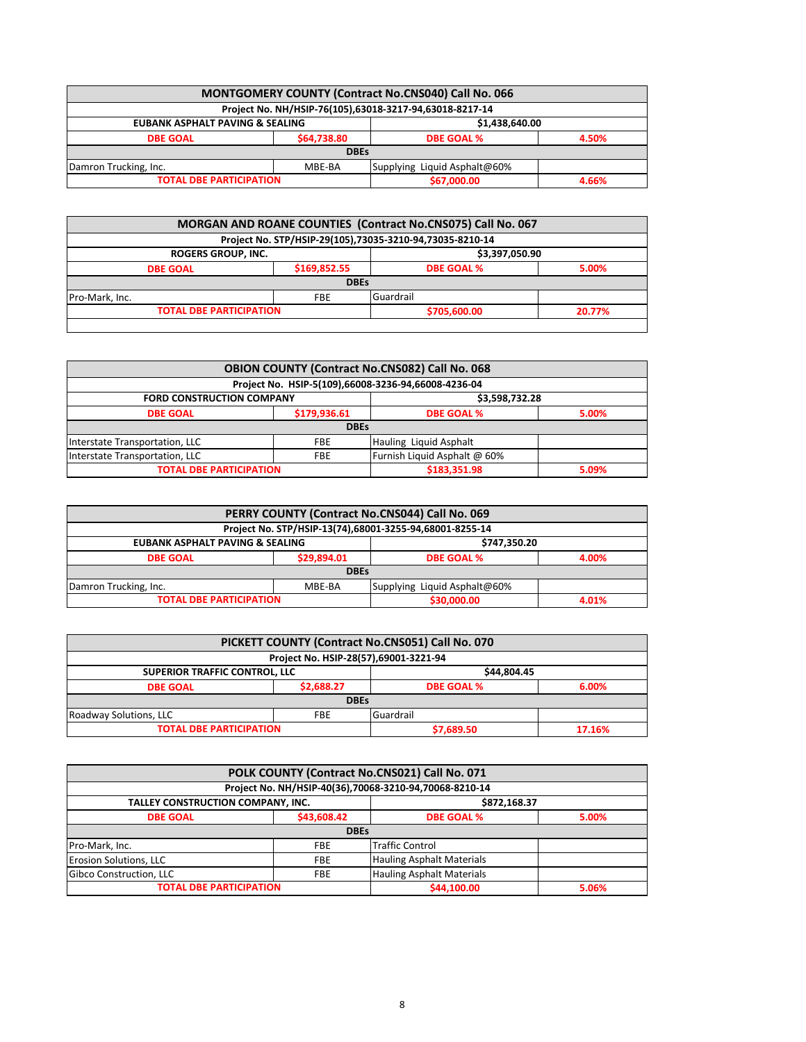| MONTGOMERY COUNTY (Contract No.CNS040) Call No. 066 | | | |
|---|---|---|---|
| Project No. NH/HSIP-76(105),63018-3217-94,63018-8217-14 | | | |
| EUBANK ASPHALT PAVING & SEALING | | $1,438,640.00 | |
| DBE GOAL | $64,738.80 | DBE GOAL % | 4.50% |
| DBEs | | | |
| Damron Trucking, Inc. | MBE-BA | Supplying Liquid Asphalt@60% | |
| TOTAL DBE PARTICIPATION | | $67,000.00 | 4.66% |

| MORGAN AND ROANE COUNTIES (Contract No.CNS075) Call No. 067 | | | |
|---|---|---|---|
| Project No. STP/HSIP-29(105),73035-3210-94,73035-8210-14 | | | |
| ROGERS GROUP, INC. | | $3,397,050.90 | |
| DBE GOAL | $169,852.55 | DBE GOAL % | 5.00% |
| DBEs | | | |
| Pro-Mark, Inc. | FBE | Guardrail | |
| TOTAL DBE PARTICIPATION | | $705,600.00 | 20.77% |

| OBION COUNTY (Contract No.CNS082) Call No. 068 | | | |
|---|---|---|---|
| Project No. HSIP-5(109),66008-3236-94,66008-4236-04 | | | |
| FORD CONSTRUCTION COMPANY | | $3,598,732.28 | |
| DBE GOAL | $179,936.61 | DBE GOAL % | 5.00% |
| DBEs | | | |
| Interstate Transportation, LLC | FBE | Hauling Liquid Asphalt | |
| Interstate Transportation, LLC | FBE | Furnish Liquid Asphalt @ 60% | |
| TOTAL DBE PARTICIPATION | | $183,351.98 | 5.09% |

| PERRY COUNTY (Contract No.CNS044) Call No. 069 | | | |
|---|---|---|---|
| Project No. STP/HSIP-13(74),68001-3255-94,68001-8255-14 | | | |
| EUBANK ASPHALT PAVING & SEALING | | $747,350.20 | |
| DBE GOAL | $29,894.01 | DBE GOAL % | 4.00% |
| DBEs | | | |
| Damron Trucking, Inc. | MBE-BA | Supplying Liquid Asphalt@60% | |
| TOTAL DBE PARTICIPATION | | $30,000.00 | 4.01% |

| PICKETT COUNTY (Contract No.CNS051) Call No. 070 | | | |
|---|---|---|---|
| Project No. HSIP-28(57),69001-3221-94 | | | |
| SUPERIOR TRAFFIC CONTROL, LLC | | $44,804.45 | |
| DBE GOAL | $2,688.27 | DBE GOAL % | 6.00% |
| DBEs | | | |
| Roadway Solutions, LLC | FBE | Guardrail | |
| TOTAL DBE PARTICIPATION | | $7,689.50 | 17.16% |

| POLK COUNTY (Contract No.CNS021) Call No. 071 | | | |
|---|---|---|---|
| Project No. NH/HSIP-40(36),70068-3210-94,70068-8210-14 | | | |
| TALLEY CONSTRUCTION COMPANY, INC. | | $872,168.37 | |
| DBE GOAL | $43,608.42 | DBE GOAL % | 5.00% |
| DBEs | | | |
| Pro-Mark, Inc. | FBE | Traffic Control | |
| Erosion Solutions, LLC | FBE | Hauling Asphalt Materials | |
| Gibco Construction, LLC | FBE | Hauling Asphalt Materials | |
| TOTAL DBE PARTICIPATION | | $44,100.00 | 5.06% |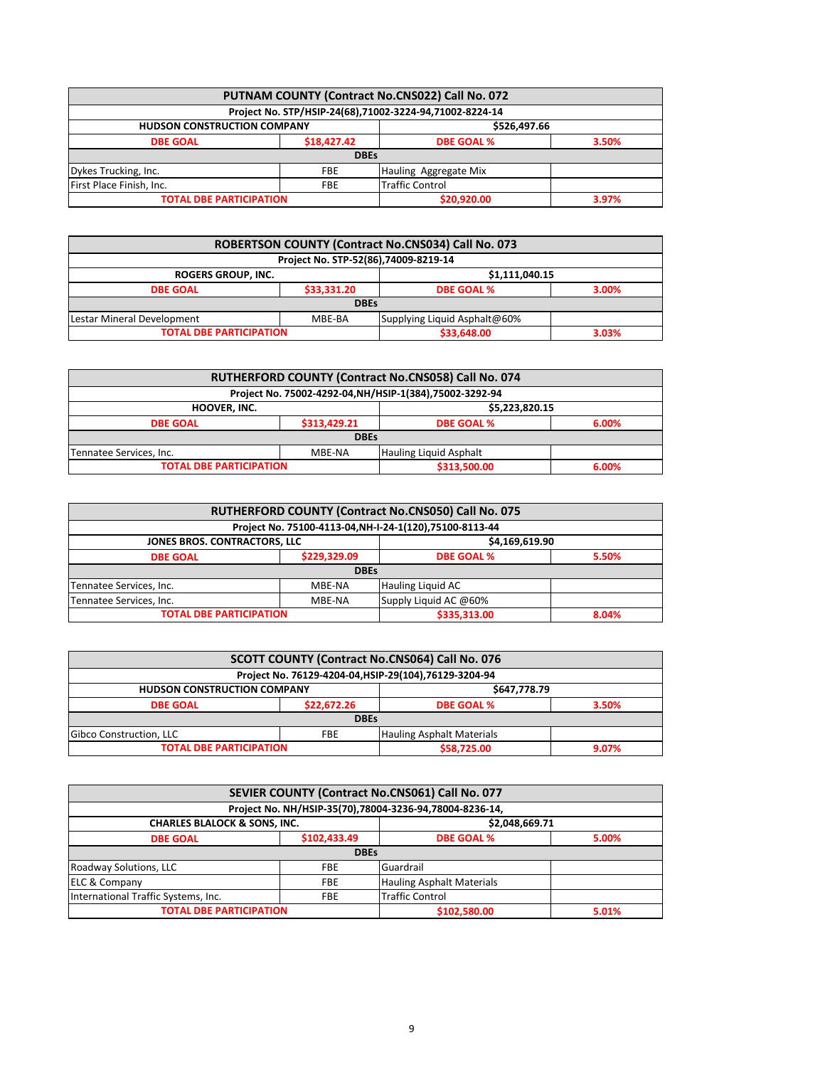| PUTNAM COUNTY (Contract No.CNS022) Call No. 072 | | | |
|---|---|---|---|
| Project No. STP/HSIP-24(68),71002-3224-94,71002-8224-14 | | | |
| HUDSON CONSTRUCTION COMPANY | | $526,497.66 | |
| DBE GOAL | $18,427.42 | DBE GOAL % | 3.50% |
| DBEs | | | |
| Dykes Trucking, Inc. | FBE | Hauling Aggregate Mix | |
| First Place Finish, Inc. | FBE | Traffic Control | |
| TOTAL DBE PARTICIPATION | | $20,920.00 | 3.97% |

| ROBERTSON COUNTY (Contract No.CNS034) Call No. 073 | | | |
|---|---|---|---|
| Project No. STP-52(86),74009-8219-14 | | | |
| ROGERS GROUP, INC. | | $1,111,040.15 | |
| DBE GOAL | $33,331.20 | DBE GOAL % | 3.00% |
| DBEs | | | |
| Lestar Mineral Development | MBE-BA | Supplying Liquid Asphalt@60% | |
| TOTAL DBE PARTICIPATION | | $33,648.00 | 3.03% |

| RUTHERFORD COUNTY (Contract No.CNS058) Call No. 074 | | | |
|---|---|---|---|
| Project No. 75002-4292-04,NH/HSIP-1(384),75002-3292-94 | | | |
| HOOVER, INC. | | $5,223,820.15 | |
| DBE GOAL | $313,429.21 | DBE GOAL % | 6.00% |
| DBEs | | | |
| Tennatee Services, Inc. | MBE-NA | Hauling Liquid Asphalt | |
| TOTAL DBE PARTICIPATION | | $313,500.00 | 6.00% |

| RUTHERFORD COUNTY (Contract No.CNS050) Call No. 075 | | | |
|---|---|---|---|
| Project No. 75100-4113-04,NH-I-24-1(120),75100-8113-44 | | | |
| JONES BROS. CONTRACTORS, LLC | | $4,169,619.90 | |
| DBE GOAL | $229,329.09 | DBE GOAL % | 5.50% |
| DBEs | | | |
| Tennatee Services, Inc. | MBE-NA | Hauling Liquid AC | |
| Tennatee Services, Inc. | MBE-NA | Supply Liquid AC @60% | |
| TOTAL DBE PARTICIPATION | | $335,313.00 | 8.04% |

| SCOTT COUNTY (Contract No.CNS064) Call No. 076 | | | |
|---|---|---|---|
| Project No. 76129-4204-04,HSIP-29(104),76129-3204-94 | | | |
| HUDSON CONSTRUCTION COMPANY | | $647,778.79 | |
| DBE GOAL | $22,672.26 | DBE GOAL % | 3.50% |
| DBEs | | | |
| Gibco Construction, LLC | FBE | Hauling Asphalt Materials | |
| TOTAL DBE PARTICIPATION | | $58,725.00 | 9.07% |

| SEVIER COUNTY (Contract No.CNS061) Call No. 077 | | | |
|---|---|---|---|
| Project No. NH/HSIP-35(70),78004-3236-94,78004-8236-14, | | | |
| CHARLES BLALOCK & SONS, INC. | | $2,048,669.71 | |
| DBE GOAL | $102,433.49 | DBE GOAL % | 5.00% |
| DBEs | | | |
| Roadway Solutions, LLC | FBE | Guardrail | |
| ELC & Company | FBE | Hauling Asphalt Materials | |
| International Traffic Systems, Inc. | FBE | Traffic Control | |
| TOTAL DBE PARTICIPATION | | $102,580.00 | 5.01% |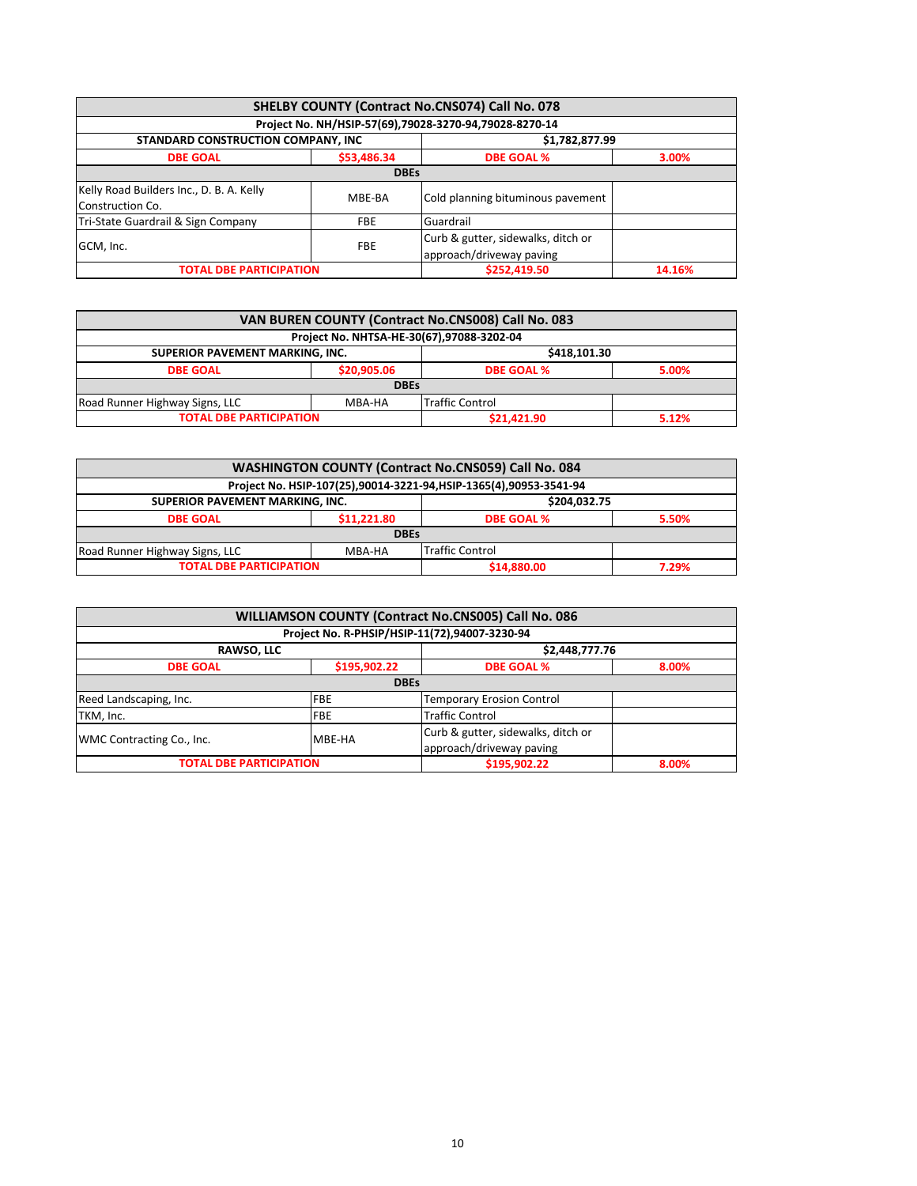| SHELBY COUNTY (Contract No.CNS074) Call No. 078 | | | |
|---|---|---|---|
| Project No. NH/HSIP-57(69),79028-3270-94,79028-8270-14 | | | |
| STANDARD CONSTRUCTION COMPANY, INC | | $1,782,877.99 | |
| DBE GOAL | $53,486.34 | DBE GOAL % | 3.00% |
| DBEs | | | |
| Kelly Road Builders Inc., D. B. A. Kelly Construction Co. | MBE-BA | Cold planning bituminous pavement | |
| Tri-State Guardrail & Sign Company | FBE | Guardrail | |
| GCM, Inc. | FBE | Curb & gutter, sidewalks, ditch or approach/driveway paving | |
| TOTAL DBE PARTICIPATION | | $252,419.50 | 14.16% |

| VAN BUREN COUNTY (Contract No.CNS008) Call No. 083 | | | |
|---|---|---|---|
| Project No. NHTSA-HE-30(67),97088-3202-04 | | | |
| SUPERIOR PAVEMENT MARKING, INC. | | $418,101.30 | |
| DBE GOAL | $20,905.06 | DBE GOAL % | 5.00% |
| DBEs | | | |
| Road Runner Highway Signs, LLC | MBA-HA | Traffic Control | |
| TOTAL DBE PARTICIPATION | | $21,421.90 | 5.12% |

| WASHINGTON COUNTY (Contract No.CNS059) Call No. 084 | | | |
|---|---|---|---|
| Project No. HSIP-107(25),90014-3221-94,HSIP-1365(4),90953-3541-94 | | | |
| SUPERIOR PAVEMENT MARKING, INC. | | $204,032.75 | |
| DBE GOAL | $11,221.80 | DBE GOAL % | 5.50% |
| DBEs | | | |
| Road Runner Highway Signs, LLC | MBA-HA | Traffic Control | |
| TOTAL DBE PARTICIPATION | | $14,880.00 | 7.29% |

| WILLIAMSON COUNTY (Contract No.CNS005) Call No. 086 | | | |
|---|---|---|---|
| Project No. R-PHSIP/HSIP-11(72),94007-3230-94 | | | |
| RAWSO, LLC | | $2,448,777.76 | |
| DBE GOAL | $195,902.22 | DBE GOAL % | 8.00% |
| DBEs | | | |
| Reed Landscaping, Inc. | FBE | Temporary Erosion Control | |
| TKM, Inc. | FBE | Traffic Control | |
| WMC Contracting Co., Inc. | MBE-HA | Curb & gutter, sidewalks, ditch or approach/driveway paving | |
| TOTAL DBE PARTICIPATION | | $195,902.22 | 8.00% |